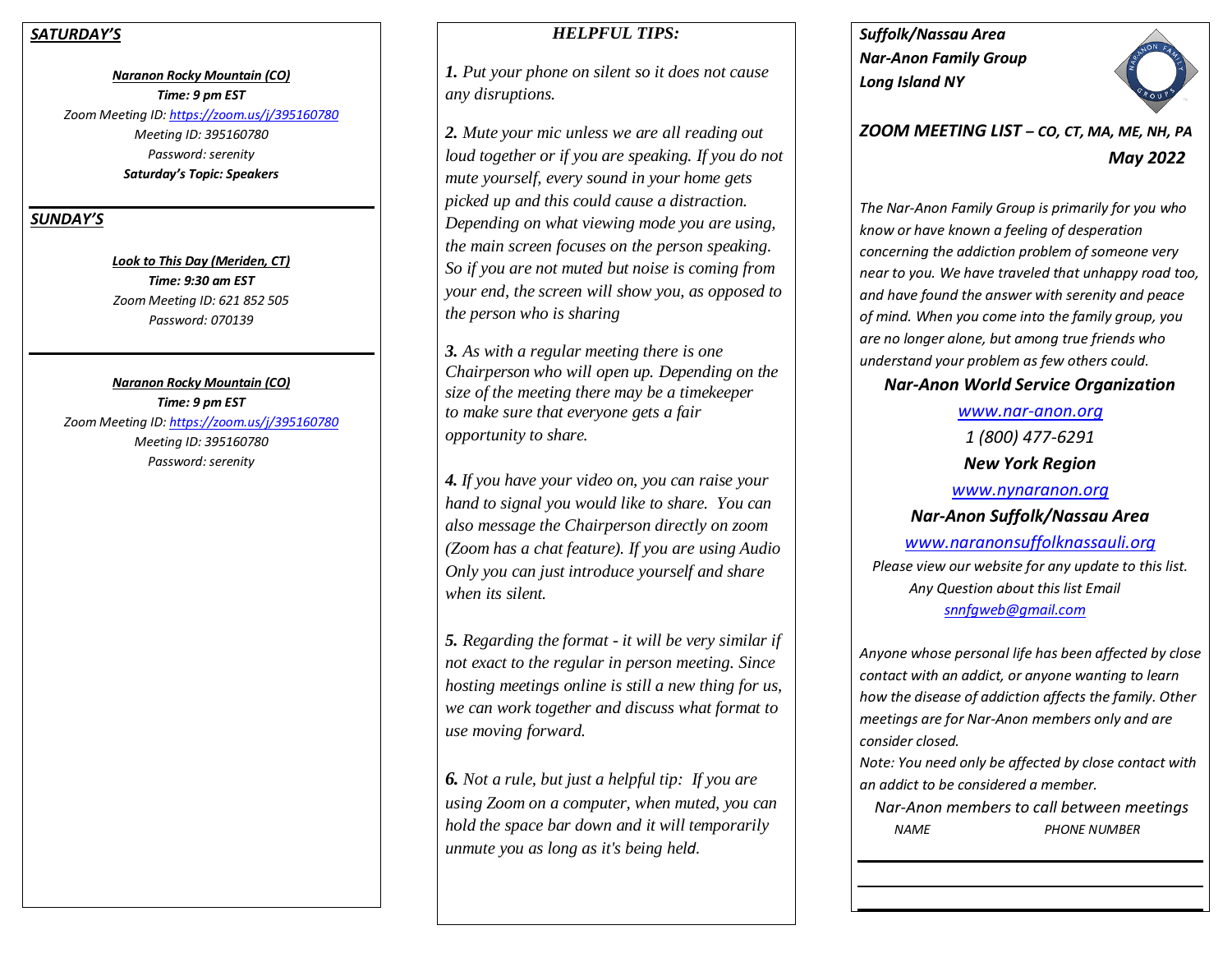## ***SATURDAY'S***

***Naranon Rocky Mountain (CO)***
***Time: 9 pm EST***
*Zoom Meeting ID: https://zoom.us/j/395160780*
*Meeting ID: 395160780*
*Password: serenity*
***Saturday's Topic: Speakers***

## ***SUNDAY'S***

***Look to This Day (Meriden, CT)***
***Time: 9:30 am EST***
*Zoom Meeting ID: 621 852 505*
*Password: 070139*

***Naranon Rocky Mountain (CO)***
***Time: 9 pm EST***
*Zoom Meeting ID: https://zoom.us/j/395160780*
*Meeting ID: 395160780*
*Password: serenity*

## *HELPFUL TIPS:*

***1.*** *Put your phone on silent so it does not cause any disruptions.*

***2.*** *Mute your mic unless we are all reading out loud together or if you are speaking. If you do not mute yourself, every sound in your home gets picked up and this could cause a distraction. Depending on what viewing mode you are using, the main screen focuses on the person speaking. So if you are not muted but noise is coming from your end, the screen will show you, as opposed to the person who is sharing*

***3.*** *As with a regular meeting there is one Chairperson who will open up. Depending on the size of the meeting there may be a timekeeper to make sure that everyone gets a fair opportunity to share.*

***4.*** *If you have your video on, you can raise your hand to signal you would like to share. You can also message the Chairperson directly on zoom (Zoom has a chat feature). If you are using Audio Only you can just introduce yourself and share when its silent.*

***5.*** *Regarding the format - it will be very similar if not exact to the regular in person meeting. Since hosting meetings online is still a new thing for us, we can work together and discuss what format to use moving forward.*

***6.*** *Not a rule, but just a helpful tip: If you are using Zoom on a computer, when muted, you can hold the space bar down and it will temporarily unmute you as long as it's being held.*

***Suffolk/Nassau Area***
***Nar-Anon Family Group***
***Long Island NY***

## ***ZOOM MEETING LIST – CO, CT, MA, ME, NH, PA***
## ***May 2022***

*The Nar-Anon Family Group is primarily for you who know or have known a feeling of desperation concerning the addiction problem of someone very near to you. We have traveled that unhappy road too, and have found the answer with serenity and peace of mind. When you come into the family group, you are no longer alone, but among true friends who understand your problem as few others could.*

***Nar-Anon World Service Organization***
*www.nar-anon.org*
*1 (800) 477-6291*

***New York Region***
*www.nynaranon.org*

***Nar-Anon Suffolk/Nassau Area***
*www.naranonsuffolknassauli.org*

*Please view our website for any update to this list.*
*Any Question about this list Email*
*snnfgweb@gmail.com*

*Anyone whose personal life has been affected by close contact with an addict, or anyone wanting to learn how the disease of addiction affects the family. Other meetings are for Nar-Anon members only and are consider closed.*

*Note: You need only be affected by close contact with an addict to be considered a member.*

*Nar-Anon members to call between meetings*

| *NAME* | *PHONE NUMBER* |
|---|---|
| | |
| | |
| | |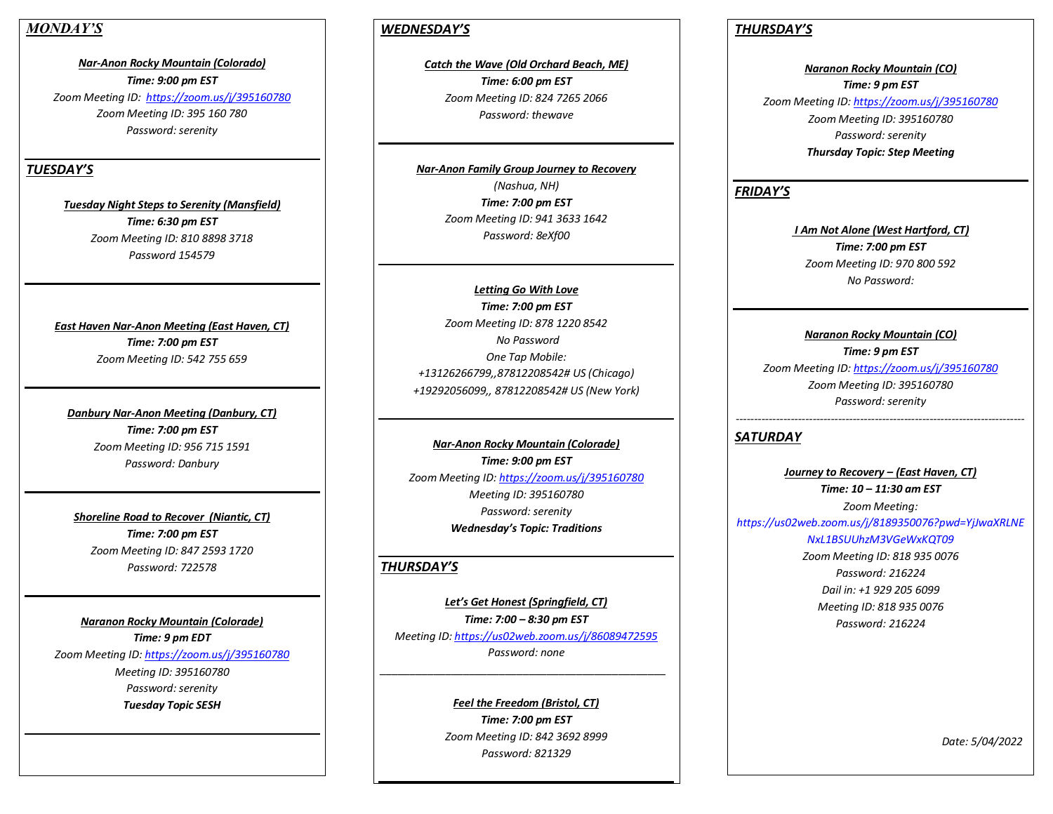## *MONDAY'S*

***Nar-Anon Rocky Mountain (Colorado)***
***Time: 9:00 pm EST***
*Zoom Meeting ID: https://zoom.us/j/395160780*
*Zoom Meeting ID: 395 160 780*
*Password: serenity*

---

## *TUESDAY'S*

***Tuesday Night Steps to Serenity (Mansfield)***
***Time: 6:30 pm EST***
*Zoom Meeting ID: 810 8898 3718*
*Password 154579*

---

***East Haven Nar-Anon Meeting (East Haven, CT)***
***Time: 7:00 pm EST***
*Zoom Meeting ID: 542 755 659*

---

***Danbury Nar-Anon Meeting (Danbury, CT)***
***Time: 7:00 pm EST***
*Zoom Meeting ID: 956 715 1591*
*Password: Danbury*

---

***Shoreline Road to Recover (Niantic, CT)***
***Time: 7:00 pm EST***
*Zoom Meeting ID: 847 2593 1720*
*Password: 722578*

---

***Naranon Rocky Mountain (Colorade)***
***Time: 9 pm EDT***
*Zoom Meeting ID: https://zoom.us/j/395160780*
*Meeting ID: 395160780*
*Password: serenity*
***Tuesday Topic SESH***

---

## *WEDNESDAY'S*

***Catch the Wave (Old Orchard Beach, ME)***
***Time: 6:00 pm EST***
*Zoom Meeting ID: 824 7265 2066*
*Password: thewave*

---

***Nar-Anon Family Group Journey to Recovery***
*(Nashua, NH)*
***Time: 7:00 pm EST***
*Zoom Meeting ID: 941 3633 1642*
*Password: 8eXf00*

---

***Letting Go With Love***
***Time: 7:00 pm EST***
*Zoom Meeting ID: 878 1220 8542*
*No Password*
*One Tap Mobile:*
*+13126266799,,87812208542# US (Chicago)*
*+19292056099,, 87812208542# US (New York)*

---

***Nar-Anon Rocky Mountain (Colorade)***
***Time: 9:00 pm EST***
*Zoom Meeting ID: https://zoom.us/j/395160780*
*Meeting ID: 395160780*
*Password: serenity*
***Wednesday's Topic: Traditions***

---

## *THURSDAY'S*

***Let's Get Honest (Springfield, CT)***
***Time: 7:00 – 8:30 pm EST***
*Meeting ID: https://us02web.zoom.us/j/86089472595*
*Password: none*

---

***Feel the Freedom (Bristol, CT)***
***Time: 7:00 pm EST***
*Zoom Meeting ID: 842 3692 8999*
*Password: 821329*

---

## *THURSDAY'S*

***Naranon Rocky Mountain (CO)***
***Time: 9 pm EST***
*Zoom Meeting ID: https://zoom.us/j/395160780*
*Zoom Meeting ID: 395160780*
*Password: serenity*
***Thursday Topic: Step Meeting***

---

## *FRIDAY'S*

***I Am Not Alone (West Hartford, CT)***
***Time: 7:00 pm EST***
*Zoom Meeting ID: 970 800 592*
*No Password:*

---

***Naranon Rocky Mountain (CO)***
***Time: 9 pm EST***
*Zoom Meeting ID: https://zoom.us/j/395160780*
*Zoom Meeting ID: 395160780*
*Password: serenity*

---

## *SATURDAY*

***Journey to Recovery – (East Haven, CT)***
***Time: 10 – 11:30 am EST***
*Zoom Meeting:*
*https://us02web.zoom.us/j/8189350076?pwd=YjJwaXRLNENxL1BSUUhzM3VGeWxKQT09*
*Zoom Meeting ID: 818 935 0076*
*Password: 216224*
*Dail in: +1 929 205 6099*
*Meeting ID: 818 935 0076*
*Password: 216224*

*Date: 5/04/2022*